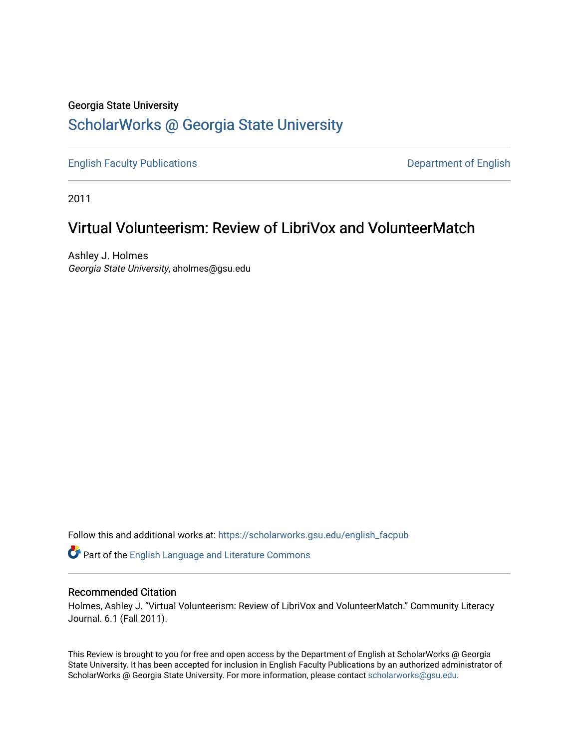Georgia State University

# ScholarWorks @ Georgia State University

English Faculty Publications | Department of English

2011

## Virtual Volunteerism: Review of LibriVox and VolunteerMatch

Ashley J. Holmes
*Georgia State University*, aholmes@gsu.edu

Follow this and additional works at: https://scholarworks.gsu.edu/english_facpub

Part of the English Language and Literature Commons

### Recommended Citation

Holmes, Ashley J. "Virtual Volunteerism: Review of LibriVox and VolunteerMatch." Community Literacy Journal. 6.1 (Fall 2011).

This Review is brought to you for free and open access by the Department of English at ScholarWorks @ Georgia State University. It has been accepted for inclusion in English Faculty Publications by an authorized administrator of ScholarWorks @ Georgia State University. For more information, please contact scholarworks@gsu.edu.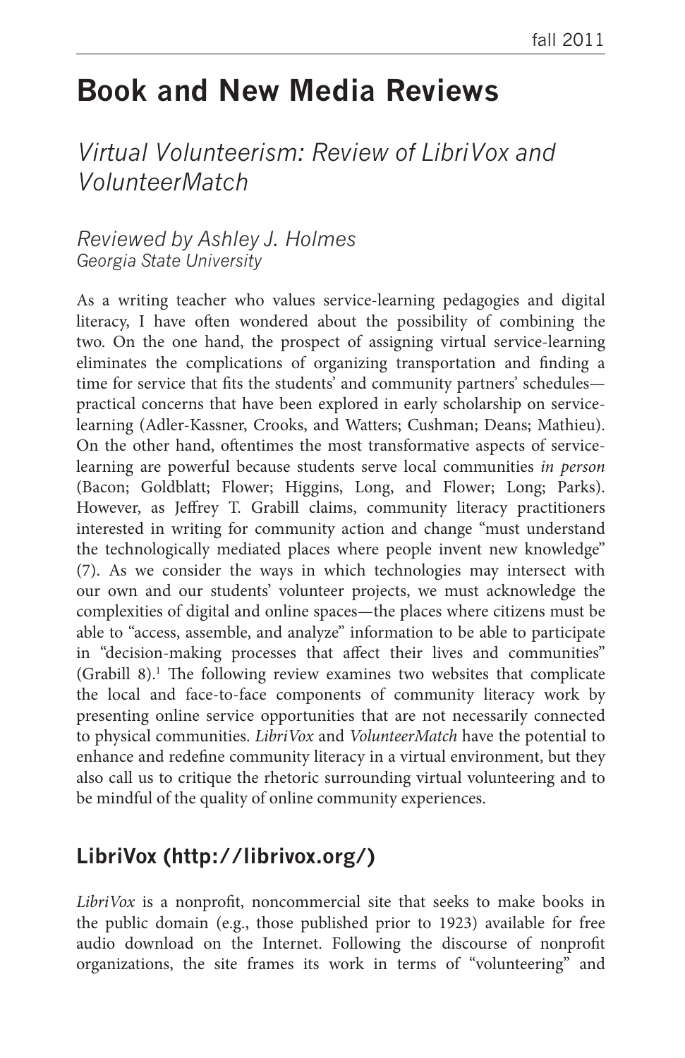# Book and New Media Reviews

## *Virtual Volunteerism: Review of LibriVox and VolunteerMatch*

*Reviewed by Ashley J. Holmes*
*Georgia State University*

As a writing teacher who values service-learning pedagogies and digital literacy, I have often wondered about the possibility of combining the two. On the one hand, the prospect of assigning virtual service-learning eliminates the complications of organizing transportation and finding a time for service that fits the students' and community partners' schedules—practical concerns that have been explored in early scholarship on service-learning (Adler-Kassner, Crooks, and Watters; Cushman; Deans; Mathieu). On the other hand, oftentimes the most transformative aspects of service-learning are powerful because students serve local communities *in person* (Bacon; Goldblatt; Flower; Higgins, Long, and Flower; Long; Parks). However, as Jeffrey T. Grabill claims, community literacy practitioners interested in writing for community action and change "must understand the technologically mediated places where people invent new knowledge" (7). As we consider the ways in which technologies may intersect with our own and our students' volunteer projects, we must acknowledge the complexities of digital and online spaces—the places where citizens must be able to "access, assemble, and analyze" information to be able to participate in "decision-making processes that affect their lives and communities" (Grabill 8).[1] The following review examines two websites that complicate the local and face-to-face components of community literacy work by presenting online service opportunities that are not necessarily connected to physical communities. *LibriVox* and *VolunteerMatch* have the potential to enhance and redefine community literacy in a virtual environment, but they also call us to critique the rhetoric surrounding virtual volunteering and to be mindful of the quality of online community experiences.

## LibriVox (http://librivox.org/)

*LibriVox* is a nonprofit, noncommercial site that seeks to make books in the public domain (e.g., those published prior to 1923) available for free audio download on the Internet. Following the discourse of nonprofit organizations, the site frames its work in terms of "volunteering" and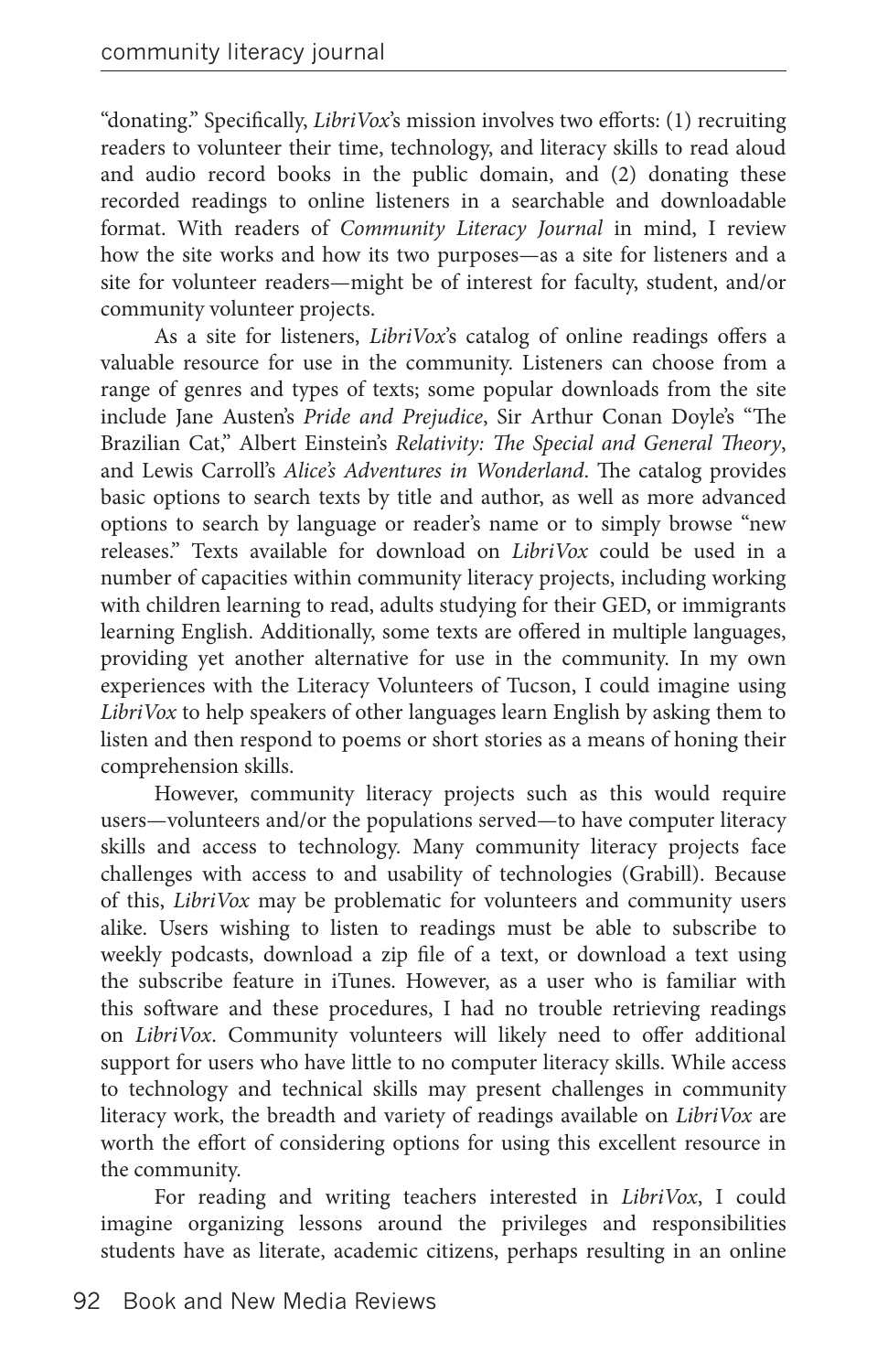"donating." Specifically, *LibriVox*'s mission involves two efforts: (1) recruiting readers to volunteer their time, technology, and literacy skills to read aloud and audio record books in the public domain, and (2) donating these recorded readings to online listeners in a searchable and downloadable format. With readers of *Community Literacy Journal* in mind, I review how the site works and how its two purposes—as a site for listeners and a site for volunteer readers—might be of interest for faculty, student, and/or community volunteer projects.

As a site for listeners, *LibriVox*'s catalog of online readings offers a valuable resource for use in the community. Listeners can choose from a range of genres and types of texts; some popular downloads from the site include Jane Austen's *Pride and Prejudice*, Sir Arthur Conan Doyle's "The Brazilian Cat," Albert Einstein's *Relativity: The Special and General Theory*, and Lewis Carroll's *Alice's Adventures in Wonderland*. The catalog provides basic options to search texts by title and author, as well as more advanced options to search by language or reader's name or to simply browse "new releases." Texts available for download on *LibriVox* could be used in a number of capacities within community literacy projects, including working with children learning to read, adults studying for their GED, or immigrants learning English. Additionally, some texts are offered in multiple languages, providing yet another alternative for use in the community. In my own experiences with the Literacy Volunteers of Tucson, I could imagine using *LibriVox* to help speakers of other languages learn English by asking them to listen and then respond to poems or short stories as a means of honing their comprehension skills.

However, community literacy projects such as this would require users—volunteers and/or the populations served—to have computer literacy skills and access to technology. Many community literacy projects face challenges with access to and usability of technologies (Grabill). Because of this, *LibriVox* may be problematic for volunteers and community users alike. Users wishing to listen to readings must be able to subscribe to weekly podcasts, download a zip file of a text, or download a text using the subscribe feature in iTunes. However, as a user who is familiar with this software and these procedures, I had no trouble retrieving readings on *LibriVox*. Community volunteers will likely need to offer additional support for users who have little to no computer literacy skills. While access to technology and technical skills may present challenges in community literacy work, the breadth and variety of readings available on *LibriVox* are worth the effort of considering options for using this excellent resource in the community.

For reading and writing teachers interested in *LibriVox*, I could imagine organizing lessons around the privileges and responsibilities students have as literate, academic citizens, perhaps resulting in an online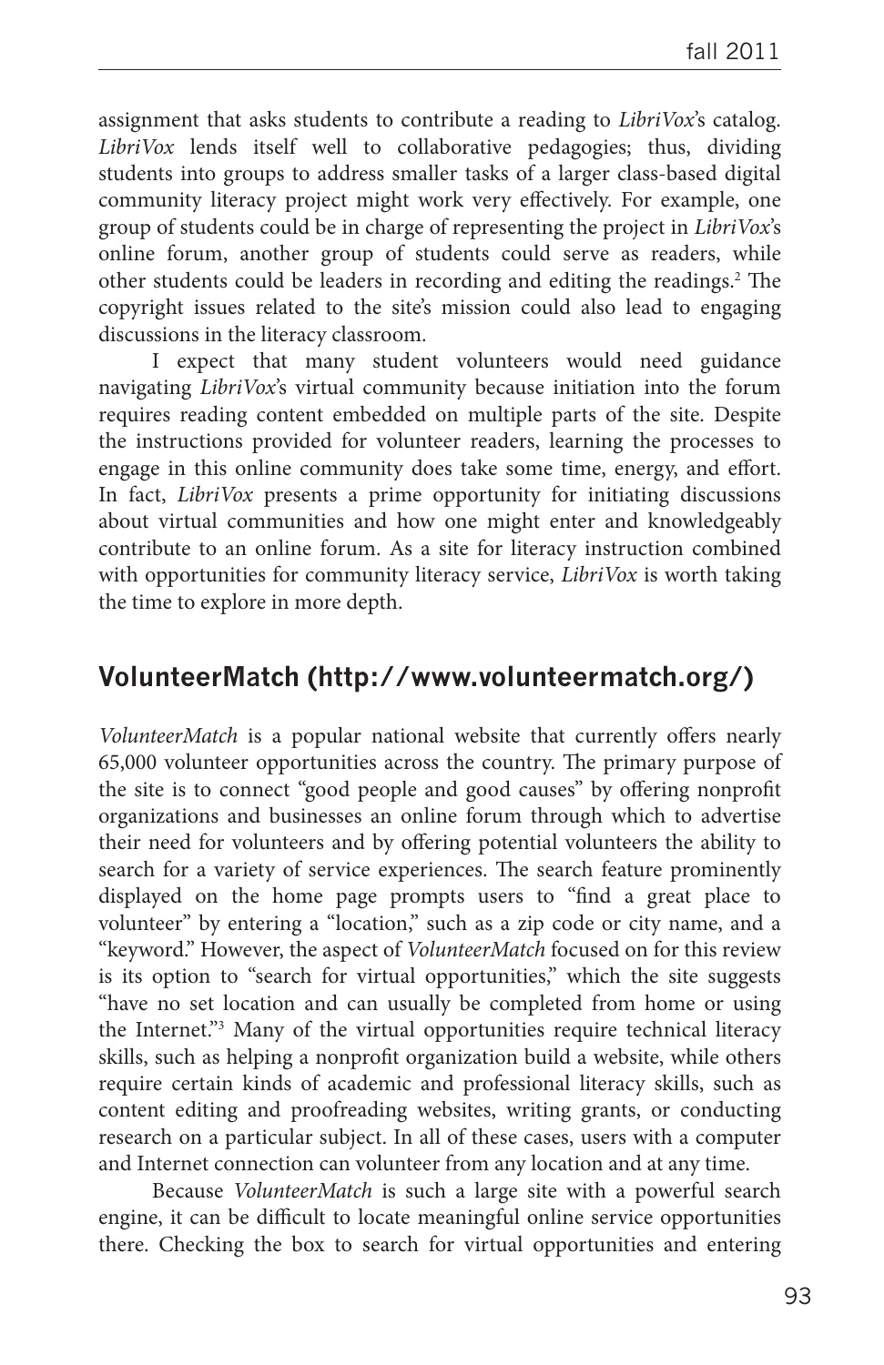assignment that asks students to contribute a reading to *LibriVox*'s catalog. *LibriVox* lends itself well to collaborative pedagogies; thus, dividing students into groups to address smaller tasks of a larger class-based digital community literacy project might work very effectively. For example, one group of students could be in charge of representing the project in *LibriVox*'s online forum, another group of students could serve as readers, while other students could be leaders in recording and editing the readings.[2] The copyright issues related to the site's mission could also lead to engaging discussions in the literacy classroom.

I expect that many student volunteers would need guidance navigating *LibriVox*'s virtual community because initiation into the forum requires reading content embedded on multiple parts of the site. Despite the instructions provided for volunteer readers, learning the processes to engage in this online community does take some time, energy, and effort. In fact, *LibriVox* presents a prime opportunity for initiating discussions about virtual communities and how one might enter and knowledgeably contribute to an online forum. As a site for literacy instruction combined with opportunities for community literacy service, *LibriVox* is worth taking the time to explore in more depth.

## VolunteerMatch (http://www.volunteermatch.org/)

*VolunteerMatch* is a popular national website that currently offers nearly 65,000 volunteer opportunities across the country. The primary purpose of the site is to connect "good people and good causes" by offering nonprofit organizations and businesses an online forum through which to advertise their need for volunteers and by offering potential volunteers the ability to search for a variety of service experiences. The search feature prominently displayed on the home page prompts users to "find a great place to volunteer" by entering a "location," such as a zip code or city name, and a "keyword." However, the aspect of *VolunteerMatch* focused on for this review is its option to "search for virtual opportunities," which the site suggests "have no set location and can usually be completed from home or using the Internet."[3] Many of the virtual opportunities require technical literacy skills, such as helping a nonprofit organization build a website, while others require certain kinds of academic and professional literacy skills, such as content editing and proofreading websites, writing grants, or conducting research on a particular subject. In all of these cases, users with a computer and Internet connection can volunteer from any location and at any time.

Because *VolunteerMatch* is such a large site with a powerful search engine, it can be difficult to locate meaningful online service opportunities there. Checking the box to search for virtual opportunities and entering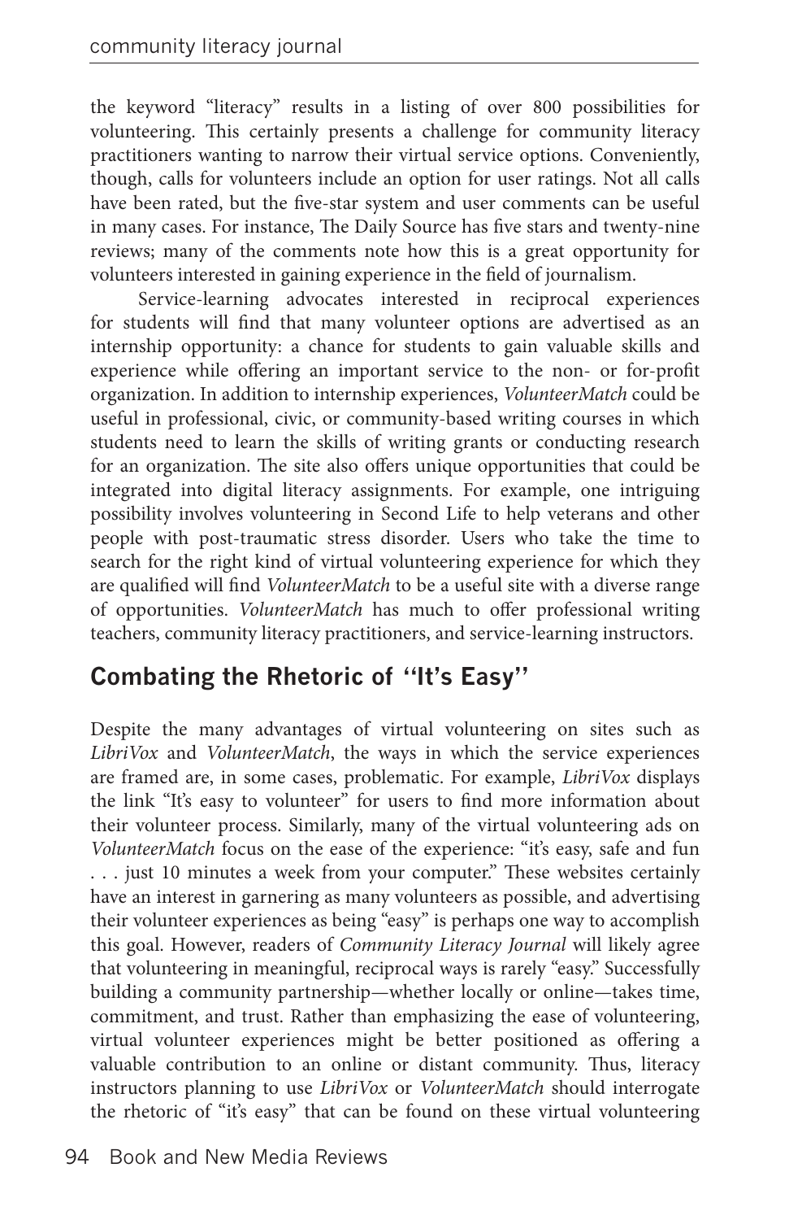the keyword "literacy" results in a listing of over 800 possibilities for volunteering. This certainly presents a challenge for community literacy practitioners wanting to narrow their virtual service options. Conveniently, though, calls for volunteers include an option for user ratings. Not all calls have been rated, but the five-star system and user comments can be useful in many cases. For instance, The Daily Source has five stars and twenty-nine reviews; many of the comments note how this is a great opportunity for volunteers interested in gaining experience in the field of journalism.

Service-learning advocates interested in reciprocal experiences for students will find that many volunteer options are advertised as an internship opportunity: a chance for students to gain valuable skills and experience while offering an important service to the non- or for-profit organization. In addition to internship experiences, *VolunteerMatch* could be useful in professional, civic, or community-based writing courses in which students need to learn the skills of writing grants or conducting research for an organization. The site also offers unique opportunities that could be integrated into digital literacy assignments. For example, one intriguing possibility involves volunteering in Second Life to help veterans and other people with post-traumatic stress disorder. Users who take the time to search for the right kind of virtual volunteering experience for which they are qualified will find *VolunteerMatch* to be a useful site with a diverse range of opportunities. *VolunteerMatch* has much to offer professional writing teachers, community literacy practitioners, and service-learning instructors.

## Combating the Rhetoric of "It's Easy"

Despite the many advantages of virtual volunteering on sites such as *LibriVox* and *VolunteerMatch*, the ways in which the service experiences are framed are, in some cases, problematic. For example, *LibriVox* displays the link "It's easy to volunteer" for users to find more information about their volunteer process. Similarly, many of the virtual volunteering ads on *VolunteerMatch* focus on the ease of the experience: "it's easy, safe and fun . . . just 10 minutes a week from your computer." These websites certainly have an interest in garnering as many volunteers as possible, and advertising their volunteer experiences as being "easy" is perhaps one way to accomplish this goal. However, readers of *Community Literacy Journal* will likely agree that volunteering in meaningful, reciprocal ways is rarely "easy." Successfully building a community partnership—whether locally or online—takes time, commitment, and trust. Rather than emphasizing the ease of volunteering, virtual volunteer experiences might be better positioned as offering a valuable contribution to an online or distant community. Thus, literacy instructors planning to use *LibriVox* or *VolunteerMatch* should interrogate the rhetoric of "it's easy" that can be found on these virtual volunteering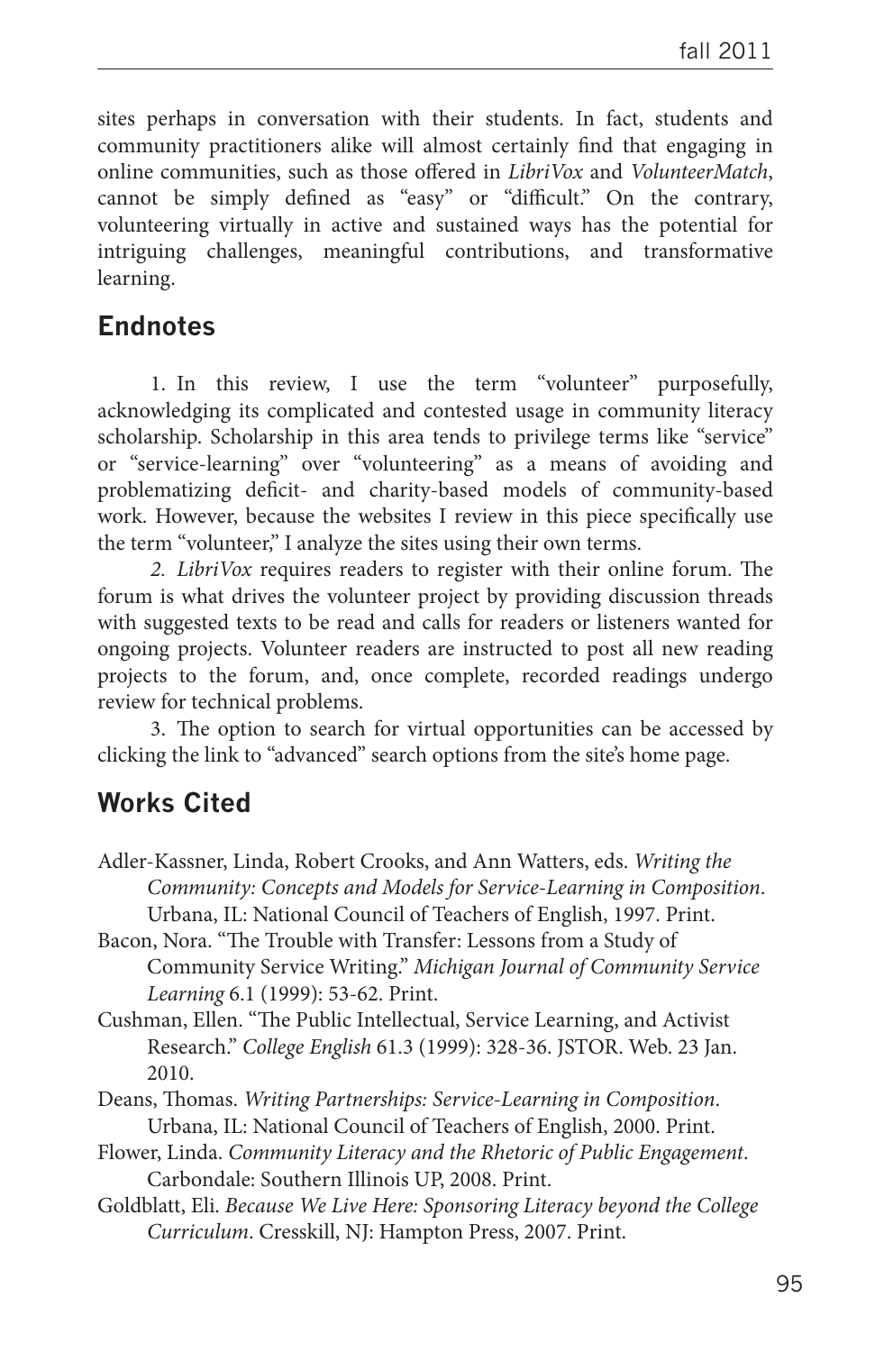sites perhaps in conversation with their students. In fact, students and community practitioners alike will almost certainly find that engaging in online communities, such as those offered in *LibriVox* and *VolunteerMatch*, cannot be simply defined as "easy" or "difficult." On the contrary, volunteering virtually in active and sustained ways has the potential for intriguing challenges, meaningful contributions, and transformative learning.

## Endnotes

1. In this review, I use the term "volunteer" purposefully, acknowledging its complicated and contested usage in community literacy scholarship. Scholarship in this area tends to privilege terms like "service" or "service-learning" over "volunteering" as a means of avoiding and problematizing deficit- and charity-based models of community-based work. However, because the websites I review in this piece specifically use the term "volunteer," I analyze the sites using their own terms.

2. *LibriVox* requires readers to register with their online forum. The forum is what drives the volunteer project by providing discussion threads with suggested texts to be read and calls for readers or listeners wanted for ongoing projects. Volunteer readers are instructed to post all new reading projects to the forum, and, once complete, recorded readings undergo review for technical problems.

3. The option to search for virtual opportunities can be accessed by clicking the link to "advanced" search options from the site's home page.

## Works Cited

Adler-Kassner, Linda, Robert Crooks, and Ann Watters, eds. *Writing the Community: Concepts and Models for Service-Learning in Composition*. Urbana, IL: National Council of Teachers of English, 1997. Print.

Bacon, Nora. "The Trouble with Transfer: Lessons from a Study of Community Service Writing." *Michigan Journal of Community Service Learning* 6.1 (1999): 53-62. Print.

Cushman, Ellen. "The Public Intellectual, Service Learning, and Activist Research." *College English* 61.3 (1999): 328-36. JSTOR. Web. 23 Jan. 2010.

Deans, Thomas. *Writing Partnerships: Service-Learning in Composition*. Urbana, IL: National Council of Teachers of English, 2000. Print.

Flower, Linda. *Community Literacy and the Rhetoric of Public Engagement*. Carbondale: Southern Illinois UP, 2008. Print.

Goldblatt, Eli. *Because We Live Here: Sponsoring Literacy beyond the College Curriculum*. Cresskill, NJ: Hampton Press, 2007. Print.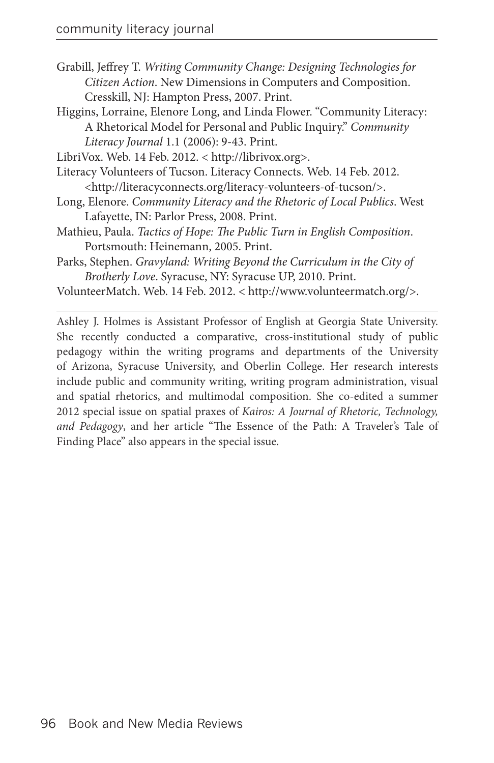Grabill, Jeffrey T. *Writing Community Change: Designing Technologies for Citizen Action*. New Dimensions in Computers and Composition. Cresskill, NJ: Hampton Press, 2007. Print.

Higgins, Lorraine, Elenore Long, and Linda Flower. "Community Literacy: A Rhetorical Model for Personal and Public Inquiry." *Community Literacy Journal* 1.1 (2006): 9-43. Print.

LibriVox. Web. 14 Feb. 2012. < http://librivox.org>.

Literacy Volunteers of Tucson. Literacy Connects. Web. 14 Feb. 2012. <http://literacyconnects.org/literacy-volunteers-of-tucson/>.

Long, Elenore. *Community Literacy and the Rhetoric of Local Publics*. West Lafayette, IN: Parlor Press, 2008. Print.

Mathieu, Paula. *Tactics of Hope: The Public Turn in English Composition*. Portsmouth: Heinemann, 2005. Print.

Parks, Stephen. *Gravyland: Writing Beyond the Curriculum in the City of Brotherly Love*. Syracuse, NY: Syracuse UP, 2010. Print.

VolunteerMatch. Web. 14 Feb. 2012. < http://www.volunteermatch.org/>.

---

Ashley J. Holmes is Assistant Professor of English at Georgia State University. She recently conducted a comparative, cross-institutional study of public pedagogy within the writing programs and departments of the University of Arizona, Syracuse University, and Oberlin College. Her research interests include public and community writing, writing program administration, visual and spatial rhetorics, and multimodal composition. She co-edited a summer 2012 special issue on spatial praxes of *Kairos: A Journal of Rhetoric, Technology, and Pedagogy*, and her article "The Essence of the Path: A Traveler's Tale of Finding Place" also appears in the special issue.